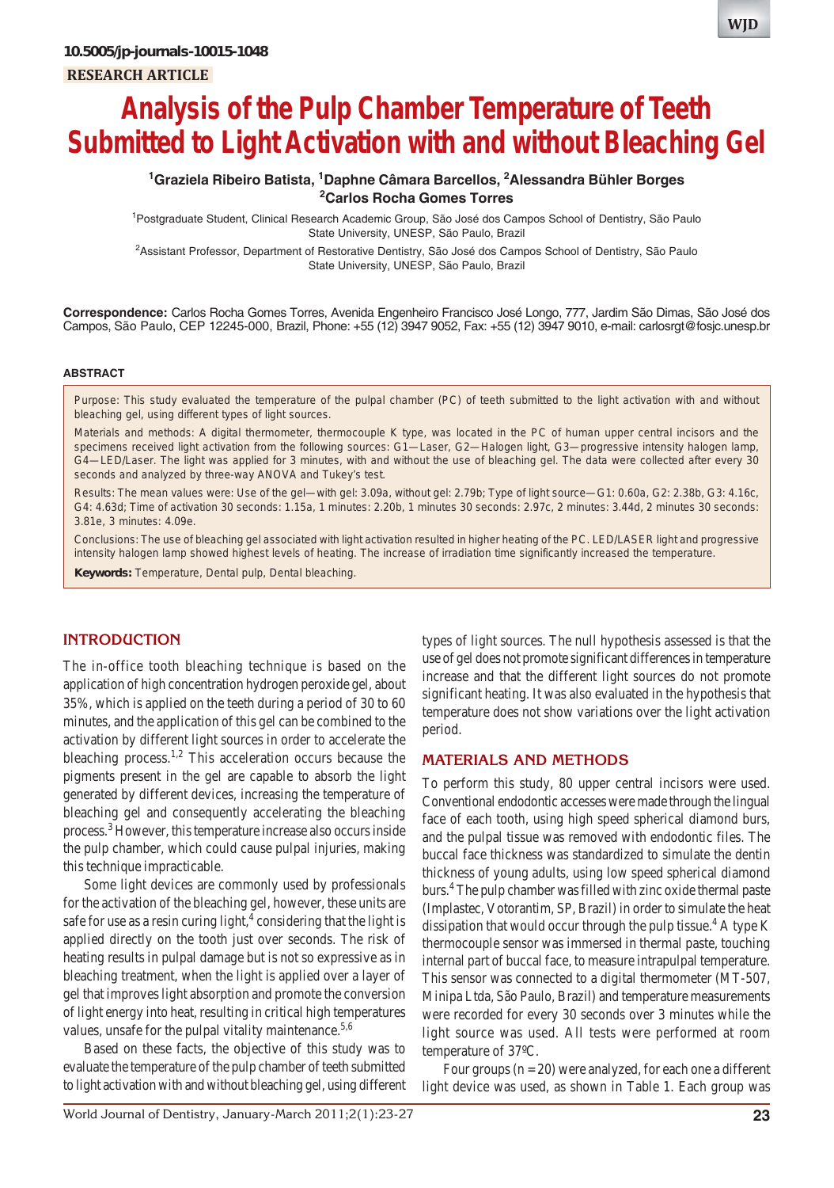10.5005/jp-journals-10015-1048

RESEARCH ARTICLE

# Analysis of the Pulp Chamber Temperature of Teeth Submitted to Light Activation with and without Bleaching Gel

[1]Graziela Ribeiro Batista, [1]Daphne Câmara Barcellos, [2]Alessandra Bühler Borges
[2]Carlos Rocha Gomes Torres

[1]Postgraduate Student, Clinical Research Academic Group, São José dos Campos School of Dentistry, São Paulo State University, UNESP, São Paulo, Brazil

[2]Assistant Professor, Department of Restorative Dentistry, São José dos Campos School of Dentistry, São Paulo State University, UNESP, São Paulo, Brazil

**Correspondence:** Carlos Rocha Gomes Torres, Avenida Engenheiro Francisco José Longo, 777, Jardim São Dimas, São José dos Campos, São Paulo, CEP 12245-000, Brazil, Phone: +55 (12) 3947 9052, Fax: +55 (12) 3947 9010, e-mail: carlosrgt@fosjc.unesp.br

## ABSTRACT

Purpose: This study evaluated the temperature of the pulpal chamber (PC) of teeth submitted to the light activation with and without bleaching gel, using different types of light sources.

Materials and methods: A digital thermometer, thermocouple K type, was located in the PC of human upper central incisors and the specimens received light activation from the following sources: G1—Laser, G2—Halogen light, G3—progressive intensity halogen lamp, G4—LED/Laser. The light was applied for 3 minutes, with and without the use of bleaching gel. The data were collected after every 30 seconds and analyzed by three-way ANOVA and Tukey's test.

Results: The mean values were: Use of the gel—with gel: 3.09a, without gel: 2.79b; Type of light source—G1: 0.60a, G2: 2.38b, G3: 4.16c, G4: 4.63d; Time of activation 30 seconds: 1.15a, 1 minutes: 2.20b, 1 minutes 30 seconds: 2.97c, 2 minutes: 3.44d, 2 minutes 30 seconds: 3.81e, 3 minutes: 4.09e.

Conclusions: The use of bleaching gel associated with light activation resulted in higher heating of the PC. LED/LASER light and progressive intensity halogen lamp showed highest levels of heating. The increase of irradiation time significantly increased the temperature.

**Keywords:** Temperature, Dental pulp, Dental bleaching.

## INTRODUCTION

The in-office tooth bleaching technique is based on the application of high concentration hydrogen peroxide gel, about 35%, which is applied on the teeth during a period of 30 to 60 minutes, and the application of this gel can be combined to the activation by different light sources in order to accelerate the bleaching process.[1,2] This acceleration occurs because the pigments present in the gel are capable to absorb the light generated by different devices, increasing the temperature of bleaching gel and consequently accelerating the bleaching process.[3] However, this temperature increase also occurs inside the pulp chamber, which could cause pulpal injuries, making this technique impracticable.

Some light devices are commonly used by professionals for the activation of the bleaching gel, however, these units are safe for use as a resin curing light,[4] considering that the light is applied directly on the tooth just over seconds. The risk of heating results in pulpal damage but is not so expressive as in bleaching treatment, when the light is applied over a layer of gel that improves light absorption and promote the conversion of light energy into heat, resulting in critical high temperatures values, unsafe for the pulpal vitality maintenance.[5,6]

Based on these facts, the objective of this study was to evaluate the temperature of the pulp chamber of teeth submitted to light activation with and without bleaching gel, using different types of light sources. The null hypothesis assessed is that the use of gel does not promote significant differences in temperature increase and that the different light sources do not promote significant heating. It was also evaluated in the hypothesis that temperature does not show variations over the light activation period.

## MATERIALS AND METHODS

To perform this study, 80 upper central incisors were used. Conventional endodontic accesses were made through the lingual face of each tooth, using high speed spherical diamond burs, and the pulpal tissue was removed with endodontic files. The buccal face thickness was standardized to simulate the dentin thickness of young adults, using low speed spherical diamond burs.[4] The pulp chamber was filled with zinc oxide thermal paste (Implastec, Votorantim, SP, Brazil) in order to simulate the heat dissipation that would occur through the pulp tissue.[4] A type K thermocouple sensor was immersed in thermal paste, touching internal part of buccal face, to measure intrapulpal temperature. This sensor was connected to a digital thermometer (MT-507, Minipa Ltda, São Paulo, Brazil) and temperature measurements were recorded for every 30 seconds over 3 minutes while the light source was used. All tests were performed at room temperature of 37ºC.

Four groups (n = 20) were analyzed, for each one a different light device was used, as shown in Table 1. Each group was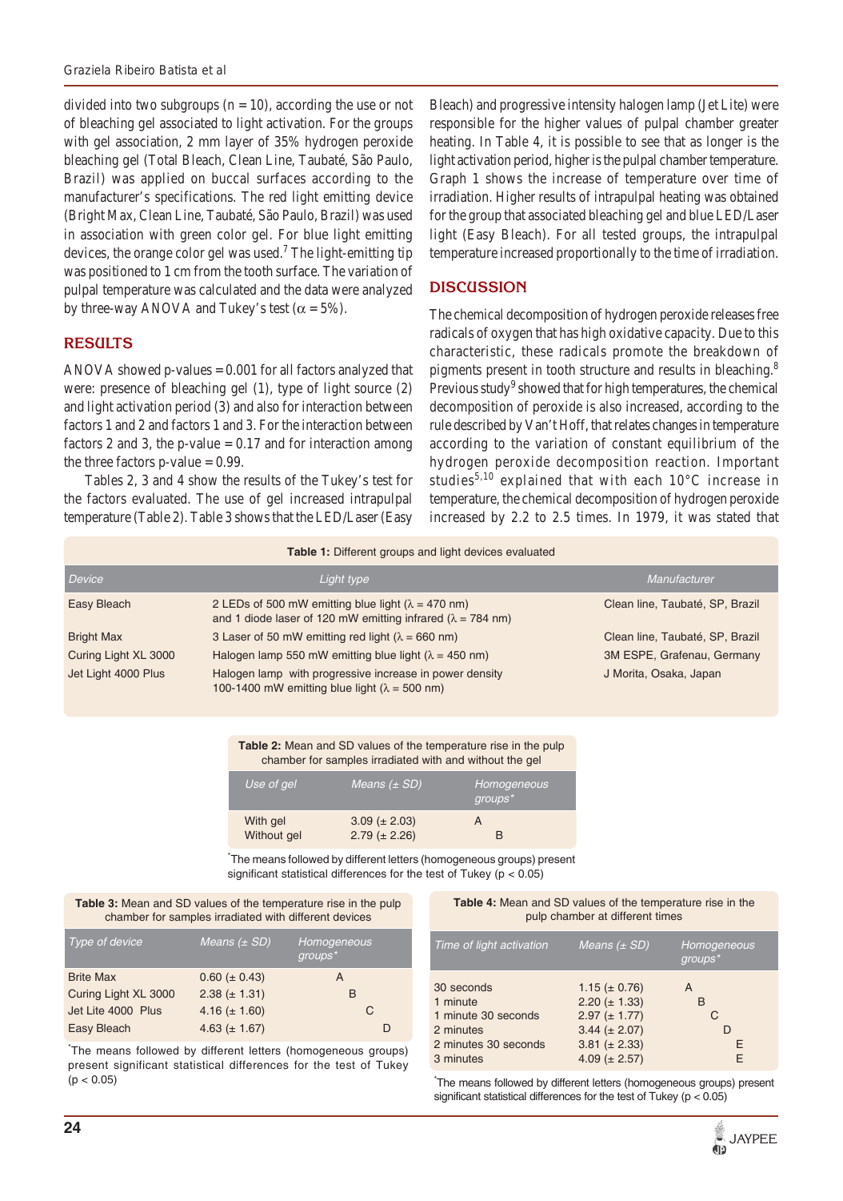divided into two subgroups (n = 10), according the use or not of bleaching gel associated to light activation. For the groups with gel association, 2 mm layer of 35% hydrogen peroxide bleaching gel (Total Bleach, Clean Line, Taubaté, São Paulo, Brazil) was applied on buccal surfaces according to the manufacturer's specifications. The red light emitting device (Bright Max, Clean Line, Taubaté, São Paulo, Brazil) was used in association with green color gel. For blue light emitting devices, the orange color gel was used.[7] The light-emitting tip was positioned to 1 cm from the tooth surface. The variation of pulpal temperature was calculated and the data were analyzed by three-way ANOVA and Tukey's test ($\alpha = 5\%$).

## RESULTS

ANOVA showed p-values = 0.001 for all factors analyzed that were: presence of bleaching gel (1), type of light source (2) and light activation period (3) and also for interaction between factors 1 and 2 and factors 1 and 3. For the interaction between factors 2 and 3, the p-value = 0.17 and for interaction among the three factors p-value = 0.99.

Tables 2, 3 and 4 show the results of the Tukey's test for the factors evaluated. The use of gel increased intrapulpal temperature (Table 2). Table 3 shows that the LED/Laser (Easy Bleach) and progressive intensity halogen lamp (Jet Lite) were responsible for the higher values of pulpal chamber greater heating. In Table 4, it is possible to see that as longer is the light activation period, higher is the pulpal chamber temperature. Graph 1 shows the increase of temperature over time of irradiation. Higher results of intrapulpal heating was obtained for the group that associated bleaching gel and blue LED/Laser light (Easy Bleach). For all tested groups, the intrapulpal temperature increased proportionally to the time of irradiation.

## DISCUSSION

The chemical decomposition of hydrogen peroxide releases free radicals of oxygen that has high oxidative capacity. Due to this characteristic, these radicals promote the breakdown of pigments present in tooth structure and results in bleaching.[8] Previous study[9] showed that for high temperatures, the chemical decomposition of peroxide is also increased, according to the rule described by Van't Hoff, that relates changes in temperature according to the variation of constant equilibrium of the hydrogen peroxide decomposition reaction. Important studies[5,10] explained that with each 10°C increase in temperature, the chemical decomposition of hydrogen peroxide increased by 2.2 to 2.5 times. In 1979, it was stated that

**Table 1:** Different groups and light devices evaluated

| Device | Light type | Manufacturer |
|---|---|---|
| Easy Bleach | 2 LEDs of 500 mW emitting blue light ($\lambda$ = 470 nm) and 1 diode laser of 120 mW emitting infrared ($\lambda$ = 784 nm) | Clean line, Taubaté, SP, Brazil |
| Bright Max | 3 Laser of 50 mW emitting red light ($\lambda$ = 660 nm) | Clean line, Taubaté, SP, Brazil |
| Curing Light XL 3000 | Halogen lamp 550 mW emitting blue light ($\lambda$ = 450 nm) | 3M ESPE, Grafenau, Germany |
| Jet Light 4000 Plus | Halogen lamp with progressive increase in power density 100-1400 mW emitting blue light ($\lambda$ = 500 nm) | J Morita, Osaka, Japan |

**Table 2:** Mean and SD values of the temperature rise in the pulp chamber for samples irradiated with and without the gel

| Use of gel | Means (± SD) | Homogeneous groups* |
|---|---|---|
| With gel | 3.09 (± 2.03) | A |
| Without gel | 2.79 (± 2.26) | B |

*The means followed by different letters (homogeneous groups) present significant statistical differences for the test of Tukey ($p < 0.05$)

**Table 3:** Mean and SD values of the temperature rise in the pulp chamber for samples irradiated with different devices

| Type of device | Means (± SD) | Homogeneous groups* |
|---|---|---|
| Brite Max | 0.60 (± 0.43) | A |
| Curing Light XL 3000 | 2.38 (± 1.31) | B |
| Jet Lite 4000 Plus | 4.16 (± 1.60) | C |
| Easy Bleach | 4.63 (± 1.67) | D |

*The means followed by different letters (homogeneous groups) present significant statistical differences for the test of Tukey ($p < 0.05$)

**Table 4:** Mean and SD values of the temperature rise in the pulp chamber at different times

| Time of light activation | Means (± SD) | Homogeneous groups* |
|---|---|---|
| 30 seconds | 1.15 (± 0.76) | A |
| 1 minute | 2.20 (± 1.33) | B |
| 1 minute 30 seconds | 2.97 (± 1.77) | C |
| 2 minutes | 3.44 (± 2.07) | D |
| 2 minutes 30 seconds | 3.81 (± 2.33) | E |
| 3 minutes | 4.09 (± 2.57) | E |

*The means followed by different letters (homogeneous groups) present significant statistical differences for the test of Tukey ($p < 0.05$)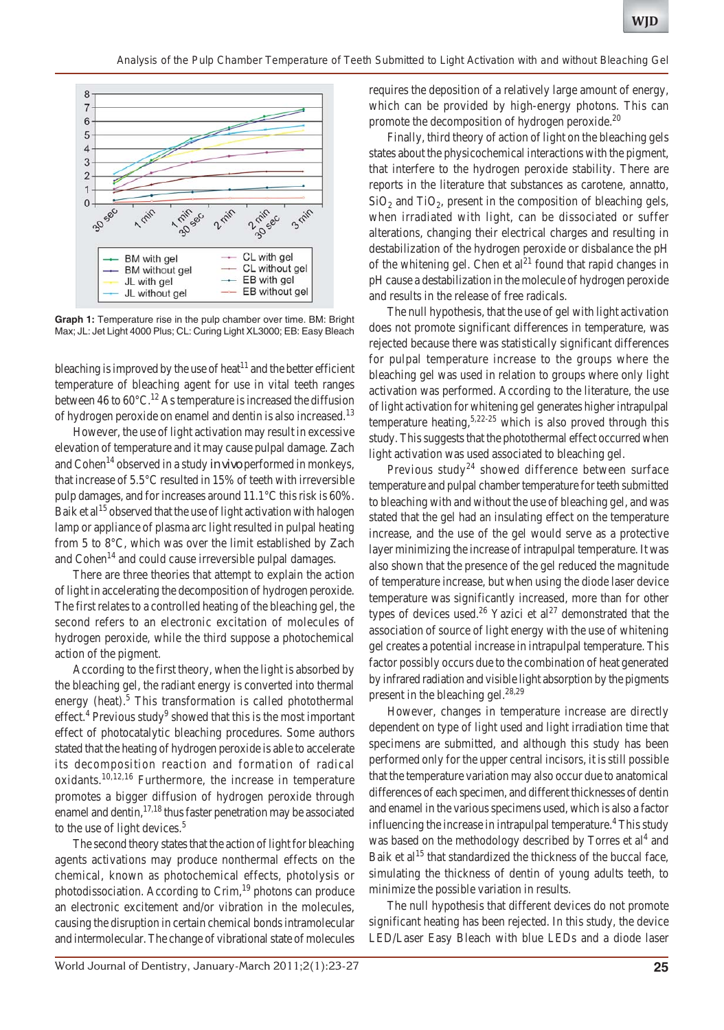**Graph 1:** Temperature rise in the pulp chamber over time. BM: Bright Max; JL: Jet Light 4000 Plus; CL: Curing Light XL3000; EB: Easy Bleach

bleaching is improved by the use of heat[11] and the better efficient temperature of bleaching agent for use in vital teeth ranges between 46 to 60°C.[12] As temperature is increased the diffusion of hydrogen peroxide on enamel and dentin is also increased.[13]

However, the use of light activation may result in excessive elevation of temperature and it may cause pulpal damage. Zach and Cohen[14] observed in a study *in vivo* performed in monkeys, that increase of 5.5°C resulted in 15% of teeth with irreversible pulp damages, and for increases around 11.1°C this risk is 60%. Baik et al[15] observed that the use of light activation with halogen lamp or appliance of plasma arc light resulted in pulpal heating from 5 to 8°C, which was over the limit established by Zach and Cohen[14] and could cause irreversible pulpal damages.

There are three theories that attempt to explain the action of light in accelerating the decomposition of hydrogen peroxide. The first relates to a controlled heating of the bleaching gel, the second refers to an electronic excitation of molecules of hydrogen peroxide, while the third suppose a photochemical action of the pigment.

According to the first theory, when the light is absorbed by the bleaching gel, the radiant energy is converted into thermal energy (heat).[5] This transformation is called photothermal effect.[4] Previous study[9] showed that this is the most important effect of photocatalytic bleaching procedures. Some authors stated that the heating of hydrogen peroxide is able to accelerate its decomposition reaction and formation of radical oxidants.[10,12,16] Furthermore, the increase in temperature promotes a bigger diffusion of hydrogen peroxide through enamel and dentin,[17,18] thus faster penetration may be associated to the use of light devices.[5]

The second theory states that the action of light for bleaching agents activations may produce nonthermal effects on the chemical, known as photochemical effects, photolysis or photodissociation. According to Crim,[19] photons can produce an electronic excitement and/or vibration in the molecules, causing the disruption in certain chemical bonds intramolecular and intermolecular. The change of vibrational state of molecules requires the deposition of a relatively large amount of energy, which can be provided by high-energy photons. This can promote the decomposition of hydrogen peroxide.[20]

Finally, third theory of action of light on the bleaching gels states about the physicochemical interactions with the pigment, that interfere to the hydrogen peroxide stability. There are reports in the literature that substances as carotene, annatto, $SiO_2$ and $TiO_2$, present in the composition of bleaching gels, when irradiated with light, can be dissociated or suffer alterations, changing their electrical charges and resulting in destabilization of the hydrogen peroxide or disbalance the pH of the whitening gel. Chen et al[21] found that rapid changes in pH cause a destabilization in the molecule of hydrogen peroxide and results in the release of free radicals.

The null hypothesis, that the use of gel with light activation does not promote significant differences in temperature, was rejected because there was statistically significant differences for pulpal temperature increase to the groups where the bleaching gel was used in relation to groups where only light activation was performed. According to the literature, the use of light activation for whitening gel generates higher intrapulpal temperature heating,[5,22-25] which is also proved through this study. This suggests that the photothermal effect occurred when light activation was used associated to bleaching gel.

Previous study[24] showed difference between surface temperature and pulpal chamber temperature for teeth submitted to bleaching with and without the use of bleaching gel, and was stated that the gel had an insulating effect on the temperature increase, and the use of the gel would serve as a protective layer minimizing the increase of intrapulpal temperature. It was also shown that the presence of the gel reduced the magnitude of temperature increase, but when using the diode laser device temperature was significantly increased, more than for other types of devices used.[26] Yazici et al[27] demonstrated that the association of source of light energy with the use of whitening gel creates a potential increase in intrapulpal temperature. This factor possibly occurs due to the combination of heat generated by infrared radiation and visible light absorption by the pigments present in the bleaching gel.[28,29]

However, changes in temperature increase are directly dependent on type of light used and light irradiation time that specimens are submitted, and although this study has been performed only for the upper central incisors, it is still possible that the temperature variation may also occur due to anatomical differences of each specimen, and different thicknesses of dentin and enamel in the various specimens used, which is also a factor influencing the increase in intrapulpal temperature.[4] This study was based on the methodology described by Torres et al[4] and Baik et al[15] that standardized the thickness of the buccal face, simulating the thickness of dentin of young adults teeth, to minimize the possible variation in results.

The null hypothesis that different devices do not promote significant heating has been rejected. In this study, the device LED/Laser Easy Bleach with blue LEDs and a diode laser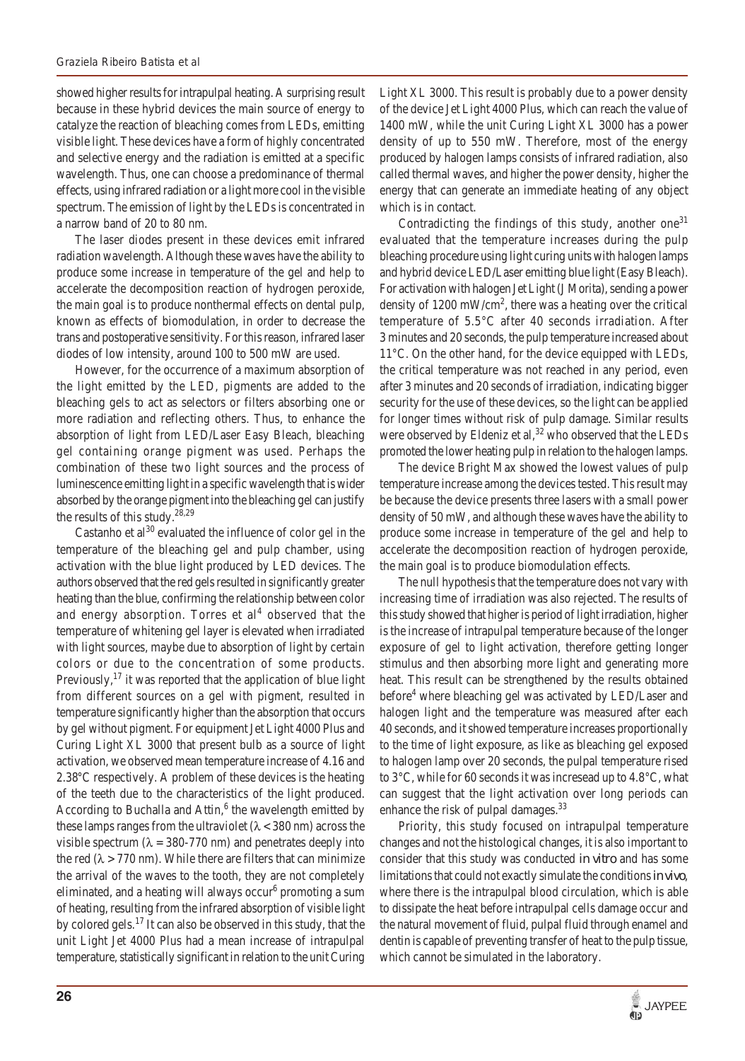showed higher results for intrapulpal heating. A surprising result because in these hybrid devices the main source of energy to catalyze the reaction of bleaching comes from LEDs, emitting visible light. These devices have a form of highly concentrated and selective energy and the radiation is emitted at a specific wavelength. Thus, one can choose a predominance of thermal effects, using infrared radiation or a light more cool in the visible spectrum. The emission of light by the LEDs is concentrated in a narrow band of 20 to 80 nm.

The laser diodes present in these devices emit infrared radiation wavelength. Although these waves have the ability to produce some increase in temperature of the gel and help to accelerate the decomposition reaction of hydrogen peroxide, the main goal is to produce nonthermal effects on dental pulp, known as effects of biomodulation, in order to decrease the trans and postoperative sensitivity. For this reason, infrared laser diodes of low intensity, around 100 to 500 mW are used.

However, for the occurrence of a maximum absorption of the light emitted by the LED, pigments are added to the bleaching gels to act as selectors or filters absorbing one or more radiation and reflecting others. Thus, to enhance the absorption of light from LED/Laser Easy Bleach, bleaching gel containing orange pigment was used. Perhaps the combination of these two light sources and the process of luminescence emitting light in a specific wavelength that is wider absorbed by the orange pigment into the bleaching gel can justify the results of this study.[28,29]

Castanho et al[30] evaluated the influence of color gel in the temperature of the bleaching gel and pulp chamber, using activation with the blue light produced by LED devices. The authors observed that the red gels resulted in significantly greater heating than the blue, confirming the relationship between color and energy absorption. Torres et al[4] observed that the temperature of whitening gel layer is elevated when irradiated with light sources, maybe due to absorption of light by certain colors or due to the concentration of some products. Previously,[17] it was reported that the application of blue light from different sources on a gel with pigment, resulted in temperature significantly higher than the absorption that occurs by gel without pigment. For equipment Jet Light 4000 Plus and Curing Light XL 3000 that present bulb as a source of light activation, we observed mean temperature increase of 4.16 and 2.38°C respectively. A problem of these devices is the heating of the teeth due to the characteristics of the light produced. According to Buchalla and Attin,[6] the wavelength emitted by these lamps ranges from the ultraviolet ($\lambda$ < 380 nm) across the visible spectrum ($\lambda$ = 380-770 nm) and penetrates deeply into the red ($\lambda$ > 770 nm). While there are filters that can minimize the arrival of the waves to the tooth, they are not completely eliminated, and a heating will always occur[6] promoting a sum of heating, resulting from the infrared absorption of visible light by colored gels.[17] It can also be observed in this study, that the unit Light Jet 4000 Plus had a mean increase of intrapulpal temperature, statistically significant in relation to the unit Curing Light XL 3000. This result is probably due to a power density of the device Jet Light 4000 Plus, which can reach the value of 1400 mW, while the unit Curing Light XL 3000 has a power density of up to 550 mW. Therefore, most of the energy produced by halogen lamps consists of infrared radiation, also called thermal waves, and higher the power density, higher the energy that can generate an immediate heating of any object which is in contact.

Contradicting the findings of this study, another one[31] evaluated that the temperature increases during the pulp bleaching procedure using light curing units with halogen lamps and hybrid device LED/Laser emitting blue light (Easy Bleach). For activation with halogen Jet Light (J Morita), sending a power density of 1200 mW/cm$^2$, there was a heating over the critical temperature of 5.5°C after 40 seconds irradiation. After 3 minutes and 20 seconds, the pulp temperature increased about 11°C. On the other hand, for the device equipped with LEDs, the critical temperature was not reached in any period, even after 3 minutes and 20 seconds of irradiation, indicating bigger security for the use of these devices, so the light can be applied for longer times without risk of pulp damage. Similar results were observed by Eldeniz et al,[32] who observed that the LEDs promoted the lower heating pulp in relation to the halogen lamps.

The device Bright Max showed the lowest values of pulp temperature increase among the devices tested. This result may be because the device presents three lasers with a small power density of 50 mW, and although these waves have the ability to produce some increase in temperature of the gel and help to accelerate the decomposition reaction of hydrogen peroxide, the main goal is to produce biomodulation effects.

The null hypothesis that the temperature does not vary with increasing time of irradiation was also rejected. The results of this study showed that higher is period of light irradiation, higher is the increase of intrapulpal temperature because of the longer exposure of gel to light activation, therefore getting longer stimulus and then absorbing more light and generating more heat. This result can be strengthened by the results obtained before[4] where bleaching gel was activated by LED/Laser and halogen light and the temperature was measured after each 40 seconds, and it showed temperature increases proportionally to the time of light exposure, as like as bleaching gel exposed to halogen lamp over 20 seconds, the pulpal temperature rised to 3°C, while for 60 seconds it was incresead up to 4.8°C, what can suggest that the light activation over long periods can enhance the risk of pulpal damages.[33]

Priority, this study focused on intrapulpal temperature changes and not the histological changes, it is also important to consider that this study was conducted *in vitro* and has some limitations that could not exactly simulate the conditions *in vivo*, where there is the intrapulpal blood circulation, which is able to dissipate the heat before intrapulpal cells damage occur and the natural movement of fluid, pulpal fluid through enamel and dentin is capable of preventing transfer of heat to the pulp tissue, which cannot be simulated in the laboratory.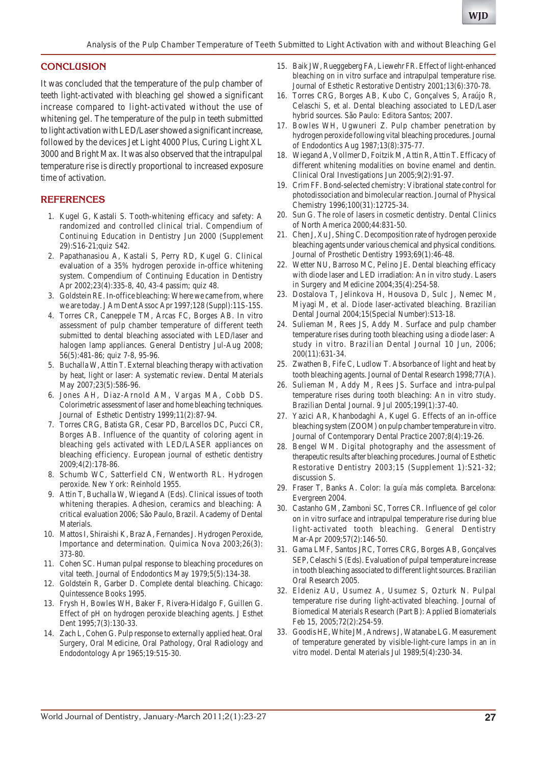## CONCLUSION

It was concluded that the temperature of the pulp chamber of teeth light-activated with bleaching gel showed a significant increase compared to light-activated without the use of whitening gel. The temperature of the pulp in teeth submitted to light activation with LED/Laser showed a significant increase, followed by the devices Jet Light 4000 Plus, Curing Light XL 3000 and Bright Max. It was also observed that the intrapulpal temperature rise is directly proportional to increased exposure time of activation.

## REFERENCES

1. Kugel G, Kastali S. Tooth-whitening efficacy and safety: A randomized and controlled clinical trial. Compendium of Continuing Education in Dentistry Jun 2000 (Supplement 29):S16-21;quiz S42.
2. Papathanasiou A, Kastali S, Perry RD, Kugel G. Clinical evaluation of a 35% hydrogen peroxide in-office whitening system. Compendium of Continuing Education in Dentistry Apr 2002;23(4):335-8, 40, 43-4 passim; quiz 48.
3. Goldstein RE. In-office bleaching: Where we came from, where we are today. J Am Dent Assoc Apr 1997;128 (Suppl):11S-15S.
4. Torres CR, Caneppele TM, Arcas FC, Borges AB. In vitro assessment of pulp chamber temperature of different teeth submitted to dental bleaching associated with LED/laser and halogen lamp appliances. General Dentistry Jul-Aug 2008; 56(5):481-86; quiz 7-8, 95-96.
5. Buchalla W, Attin T. External bleaching therapy with activation by heat, light or laser: A systematic review. Dental Materials May 2007;23(5):586-96.
6. Jones AH, Diaz-Arnold AM, Vargas MA, Cobb DS. Colorimetric assessment of laser and home bleaching techniques. Journal of Esthetic Dentistry 1999;11(2):87-94.
7. Torres CRG, Batista GR, Cesar PD, Barcellos DC, Pucci CR, Borges AB. Influence of the quantity of coloring agent in bleaching gels activated with LED/LASER appliances on bleaching efficiency. European journal of esthetic dentistry 2009;4(2):178-86.
8. Schumb WC, Satterfield CN, Wentworth RL. Hydrogen peroxide. New York: Reinhold 1955.
9. Attin T, Buchalla W, Wiegand A (Eds). Clinical issues of tooth whitening therapies. Adhesion, ceramics and bleaching: A critical evaluation 2006; São Paulo, Brazil. Academy of Dental Materials.
10. Mattos I, Shiraishi K, Braz A, Fernandes J. Hydrogen Peroxide, Importance and determination. Quimica Nova 2003;26(3): 373-80.
11. Cohen SC. Human pulpal response to bleaching procedures on vital teeth. Journal of Endodontics May 1979;5(5):134-38.
12. Goldstein R, Garber D. Complete dental bleaching. Chicago: Quintessence Books 1995.
13. Frysh H, Bowles WH, Baker F, Rivera-Hidalgo F, Guillen G. Effect of pH on hydrogen peroxide bleaching agents. J Esthet Dent 1995;7(3):130-33.
14. Zach L, Cohen G. Pulp response to externally applied heat. Oral Surgery, Oral Medicine, Oral Pathology, Oral Radiology and Endodontology Apr 1965;19:515-30.
15. Baik JW, Rueggeberg FA, Liewehr FR. Effect of light-enhanced bleaching on in vitro surface and intrapulpal temperature rise. Journal of Esthetic Restorative Dentistry 2001;13(6):370-78.
16. Torres CRG, Borges AB, Kubo C, Gonçalves S, Araújo R, Celaschi S, et al. Dental bleaching associated to LED/Laser hybrid sources. São Paulo: Editora Santos; 2007.
17. Bowles WH, Ugwuneri Z. Pulp chamber penetration by hydrogen peroxide following vital bleaching procedures. Journal of Endodontics Aug 1987;13(8):375-77.
18. Wiegand A, Vollmer D, Foitzik M, Attin R, Attin T. Efficacy of different whitening modalities on bovine enamel and dentin. Clinical Oral Investigations Jun 2005;9(2):91-97.
19. Crim FF. Bond-selected chemistry: Vibrational state control for photodissociation and bimolecular reaction. Journal of Physical Chemistry 1996;100(31):12725-34.
20. Sun G. The role of lasers in cosmetic dentistry. Dental Clinics of North America 2000;44:831-50.
21. Chen J, Xu J, Shing C. Decomposition rate of hydrogen peroxide bleaching agents under various chemical and physical conditions. Journal of Prosthetic Dentistry 1993;69(1):46-48.
22. Wetter NU, Barroso MC, Pelino JE. Dental bleaching efficacy with diode laser and LED irradiation: An in vitro study. Lasers in Surgery and Medicine 2004;35(4):254-58.
23. Dostalova T, Jelinkova H, Housova D, Sulc J, Nemec M, Miyagi M, et al. Diode laser-activated bleaching. Brazilian Dental Journal 2004;15(Special Number):S13-18.
24. Sulieman M, Rees JS, Addy M. Surface and pulp chamber temperature rises during tooth bleaching using a diode laser: A study in vitro. Brazilian Dental Journal 10 Jun, 2006; 200(11):631-34.
25. Zwathen B, Fife C, Ludlow T. Absorbance of light and heat by tooth bleaching agents. Journal of Dental Research 1998;77(A).
26. Sulieman M, Addy M, Rees JS. Surface and intra-pulpal temperature rises during tooth bleaching: An in vitro study. Brazilian Dental Journal. 9 Jul 2005;199(1):37-40.
27. Yazici AR, Khanbodaghi A, Kugel G. Effects of an in-office bleaching system (ZOOM) on pulp chamber temperature in vitro. Journal of Contemporary Dental Practice 2007;8(4):19-26.
28. Bengel WM. Digital photography and the assessment of therapeutic results after bleaching procedures. Journal of Esthetic Restorative Dentistry 2003;15 (Supplement 1):S21-32; discussion S.
29. Fraser T, Banks A. Color: la guía más completa. Barcelona: Evergreen 2004.
30. Castanho GM, Zamboni SC, Torres CR. Influence of gel color on in vitro surface and intrapulpal temperature rise during blue light-activated tooth bleaching. General Dentistry Mar-Apr 2009;57(2):146-50.
31. Gama LMF, Santos JRC, Torres CRG, Borges AB, Gonçalves SEP, Celaschi S (Eds). Evaluation of pulpal temperature increase in tooth bleaching associated to different light sources. Brazilian Oral Research 2005.
32. Eldeniz AU, Usumez A, Usumez S, Ozturk N. Pulpal temperature rise during light-activated bleaching. Journal of Biomedical Materials Research (Part B): Applied Biomaterials Feb 15, 2005;72(2):254-59.
33. Goodis HE, White JM, Andrews J, Watanabe LG. Measurement of temperature generated by visible-light-cure lamps in an in vitro model. Dental Materials Jul 1989;5(4):230-34.